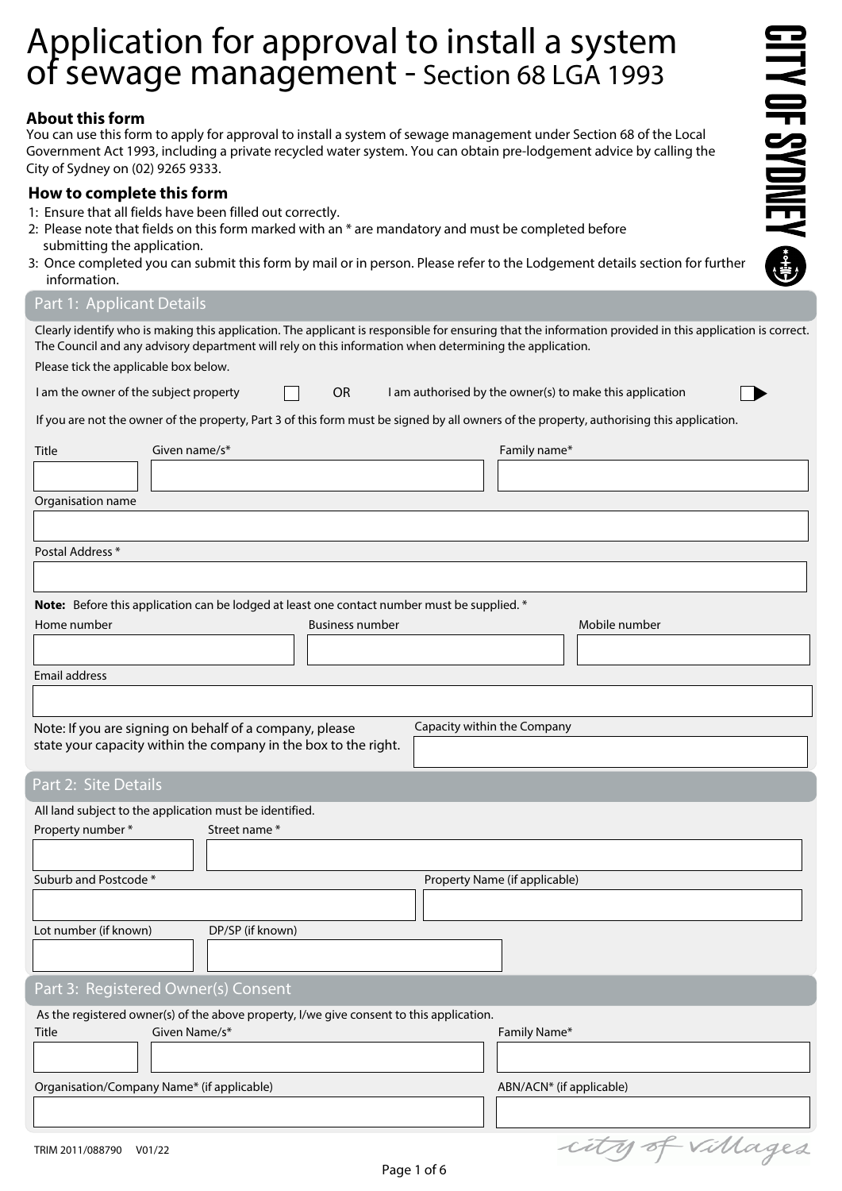# Application for approval to install a system of sewage management - Section 68 LGA 1993

CITY OF SYDNEY

### About this form

You can use this form to apply for approval to install a system of sewage management under Section 68 of the Local Government Act 1993, including a private recycled water system. You can obtain pre-lodgement advice by calling the City of Sydney on (02) 9265 9333.

### How to complete this form

1: Ensure that all fields have been filled out correctly.
2: Please note that fields on this form marked with an * are mandatory and must be completed before submitting the application.
3: Once completed you can submit this form by mail or in person. Please refer to the Lodgement details section for further information.

## Part 1: Applicant Details

Clearly identify who is making this application. The applicant is responsible for ensuring that the information provided in this application is correct. The Council and any advisory department will rely on this information when determining the application.

Please tick the applicable box below.

I am the owner of the subject property ☐ OR I am authorised by the owner(s) to make this application ☐

If you are not the owner of the property, Part 3 of this form must be signed by all owners of the property, authorising this application.

Title

Given name/s*

Family name*

Organisation name

Postal Address *

**Note:** Before this application can be lodged at least one contact number must be supplied. *

Home number

Business number

Mobile number

Email address

Note: If you are signing on behalf of a company, please state your capacity within the company in the box to the right.

Capacity within the Company

## Part 2: Site Details

All land subject to the application must be identified.

Property number *

Street name *

Suburb and Postcode *

Property Name (if applicable)

Lot number (if known)

DP/SP (if known)

## Part 3: Registered Owner(s) Consent

As the registered owner(s) of the above property, I/we give consent to this application.

Title

Given Name/s*

Family Name*

Organisation/Company Name* (if applicable)

ABN/ACN* (if applicable)

TRIM 2011/088790 V01/22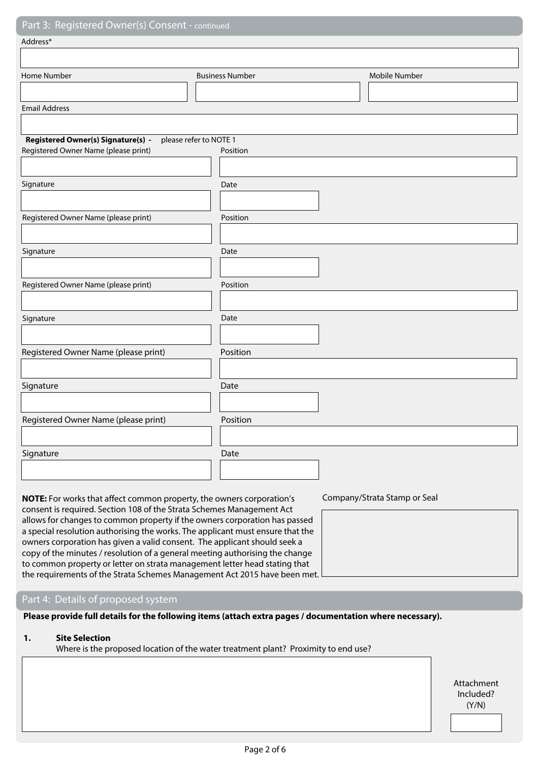## Part 3: Registered Owner(s) Consent - continued

Address*

| Home Number | Business Number | Mobile Number |
|---|---|---|
| | | |

Email Address

**Registered Owner(s) Signature(s) -** please refer to NOTE 1

| Registered Owner Name (please print) | Position |
|---|---|
| | |
| **Signature** | **Date** |
| | |
| **Registered Owner Name (please print)** | **Position** |
| | |
| **Signature** | **Date** |
| | |
| **Registered Owner Name (please print)** | **Position** |
| | |
| **Signature** | **Date** |
| | |
| **Registered Owner Name (please print)** | **Position** |
| | |
| **Signature** | **Date** |
| | |
| **Registered Owner Name (please print)** | **Position** |
| | |
| **Signature** | **Date** |
| | |

**NOTE:** For works that affect common property, the owners corporation's consent is required. Section 108 of the Strata Schemes Management Act allows for changes to common property if the owners corporation has passed a special resolution authorising the works. The applicant must ensure that the owners corporation has given a valid consent. The applicant should seek a copy of the minutes / resolution of a general meeting authorising the change to common property or letter on strata management letter head stating that the requirements of the Strata Schemes Management Act 2015 have been met.

Company/Strata Stamp or Seal

## Part 4: Details of proposed system

**Please provide full details for the following items (attach extra pages / documentation where necessary).**

**1. Site Selection**

Where is the proposed location of the water treatment plant? Proximity to end use?

Attachment Included? (Y/N)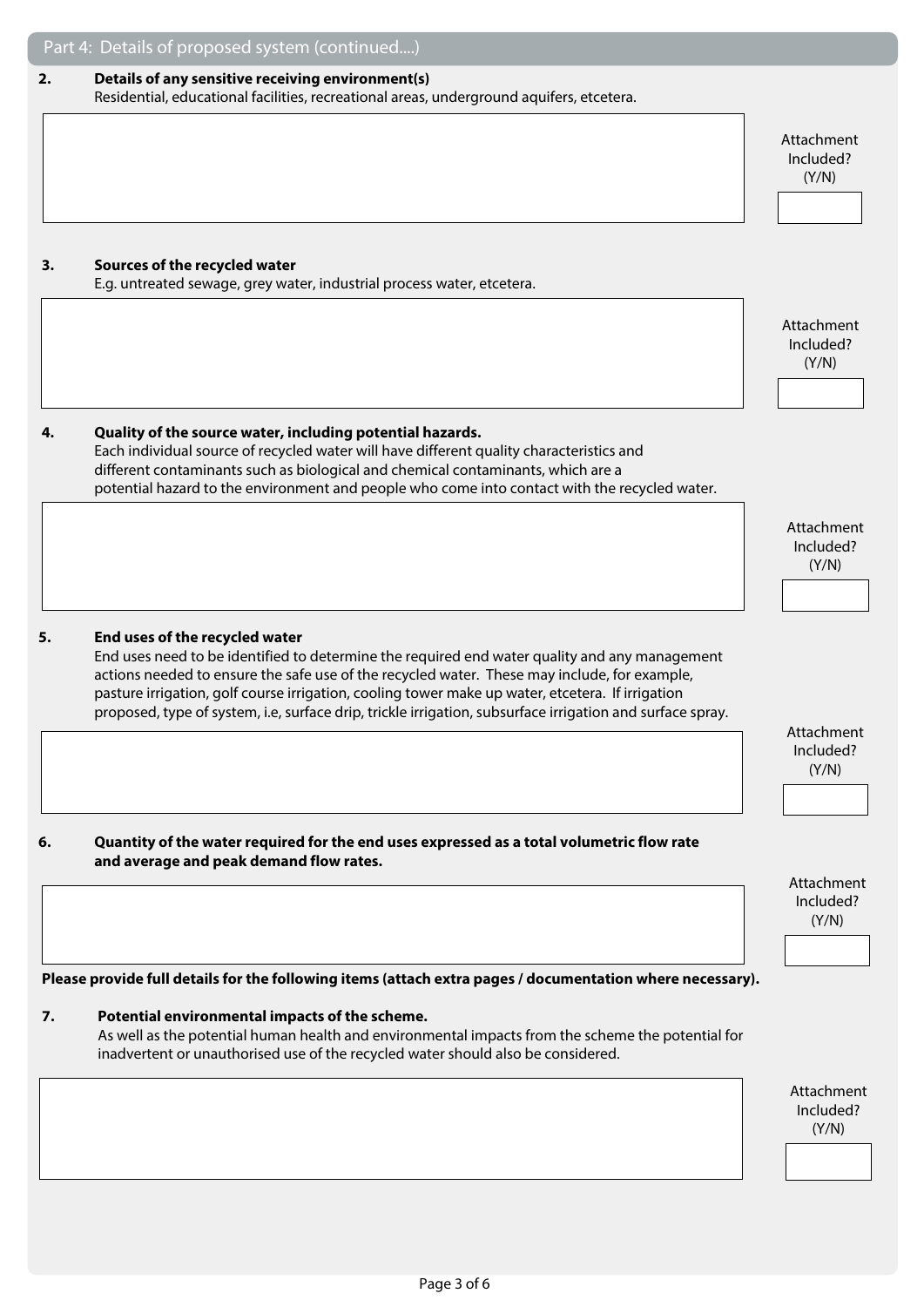## Part 4: Details of proposed system (continued....)

**2. Details of any sensitive receiving environment(s)**

Residential, educational facilities, recreational areas, underground aquifers, etcetera.

Attachment Included? (Y/N)

**3. Sources of the recycled water**

E.g. untreated sewage, grey water, industrial process water, etcetera.

Attachment Included? (Y/N)

**4. Quality of the source water, including potential hazards.**

Each individual source of recycled water will have different quality characteristics and different contaminants such as biological and chemical contaminants, which are a potential hazard to the environment and people who come into contact with the recycled water.

Attachment Included? (Y/N)

**5. End uses of the recycled water**

End uses need to be identified to determine the required end water quality and any management actions needed to ensure the safe use of the recycled water. These may include, for example, pasture irrigation, golf course irrigation, cooling tower make up water, etcetera. If irrigation proposed, type of system, i.e, surface drip, trickle irrigation, subsurface irrigation and surface spray.

Attachment Included? (Y/N)

**6. Quantity of the water required for the end uses expressed as a total volumetric flow rate and average and peak demand flow rates.**

Attachment Included? (Y/N)

**Please provide full details for the following items (attach extra pages / documentation where necessary).**

**7. Potential environmental impacts of the scheme.**

As well as the potential human health and environmental impacts from the scheme the potential for inadvertent or unauthorised use of the recycled water should also be considered.

Attachment Included? (Y/N)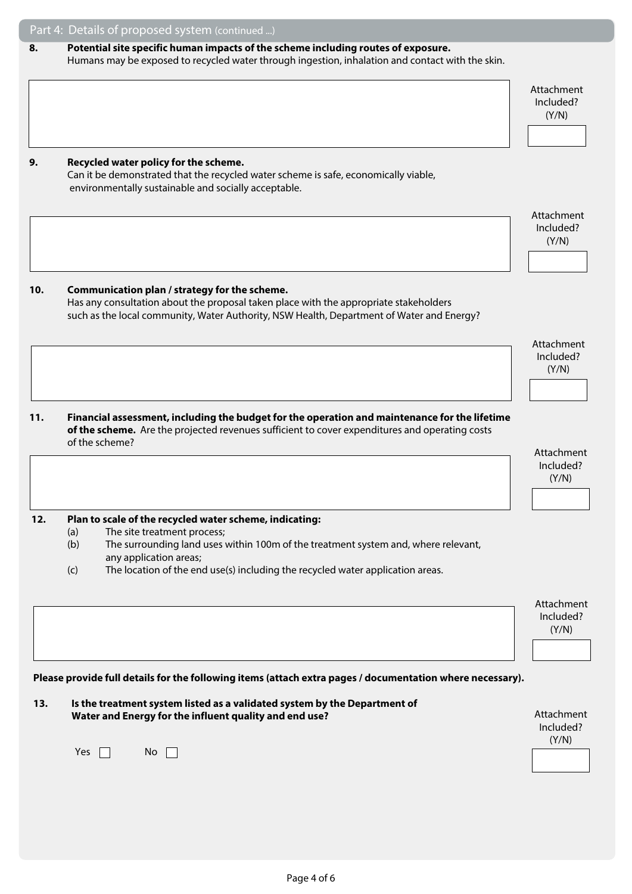## Part 4: Details of proposed system (continued ...)

**8. Potential site specific human impacts of the scheme including routes of exposure.**
Humans may be exposed to recycled water through ingestion, inhalation and contact with the skin.

Attachment Included? (Y/N)

**9. Recycled water policy for the scheme.**
Can it be demonstrated that the recycled water scheme is safe, economically viable, environmentally sustainable and socially acceptable.

Attachment Included? (Y/N)

**10. Communication plan / strategy for the scheme.**
Has any consultation about the proposal taken place with the appropriate stakeholders such as the local community, Water Authority, NSW Health, Department of Water and Energy?

Attachment Included? (Y/N)

**11. Financial assessment, including the budget for the operation and maintenance for the lifetime of the scheme.** Are the projected revenues sufficient to cover expenditures and operating costs of the scheme?

Attachment Included? (Y/N)

**12. Plan to scale of the recycled water scheme, indicating:**

(a) The site treatment process;

(b) The surrounding land uses within 100m of the treatment system and, where relevant, any application areas;

(c) The location of the end use(s) including the recycled water application areas.

Attachment Included? (Y/N)

**Please provide full details for the following items (attach extra pages / documentation where necessary).**

**13. Is the treatment system listed as a validated system by the Department of Water and Energy for the influent quality and end use?**

Yes ☐ No ☐

Attachment Included? (Y/N)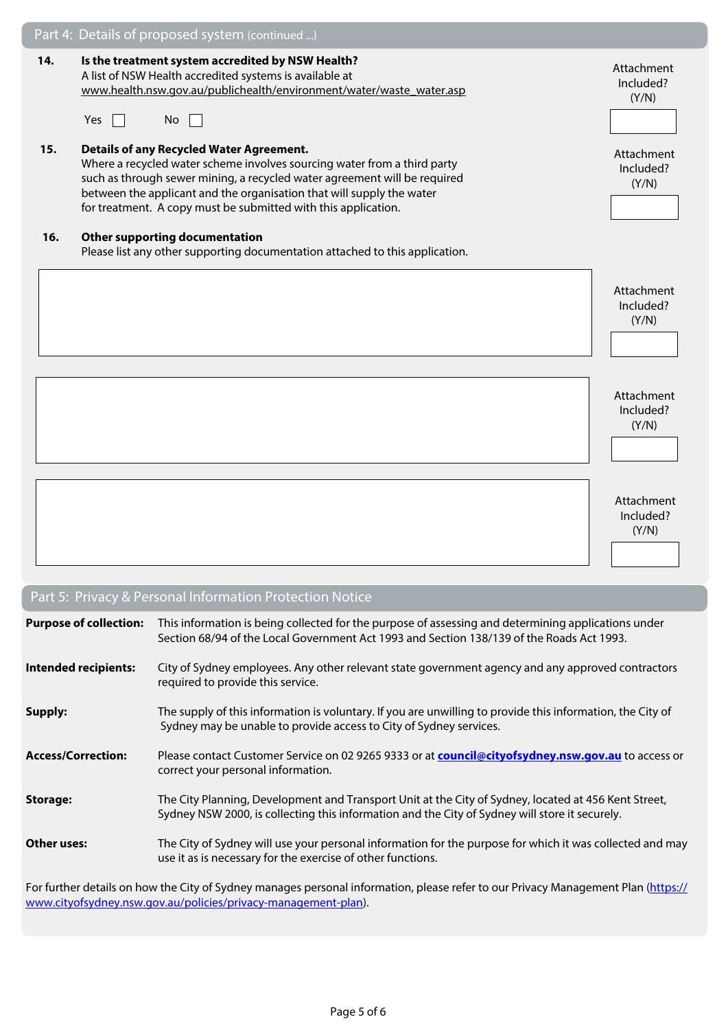## Part 4: Details of proposed system (continued ...)

**14. Is the treatment system accredited by NSW Health?**
A list of NSW Health accredited systems is available at www.health.nsw.gov.au/publichealth/environment/water/waste_water.asp

Yes ☐ No ☐

Attachment Included? (Y/N) ☐

**15. Details of any Recycled Water Agreement.**
Where a recycled water scheme involves sourcing water from a third party such as through sewer mining, a recycled water agreement will be required between the applicant and the organisation that will supply the water for treatment. A copy must be submitted with this application.

Attachment Included? (Y/N) ☐

**16. Other supporting documentation**
Please list any other supporting documentation attached to this application.

| Documentation | Attachment Included? (Y/N) |
|---|---|
| | |
| | |
| | |

## Part 5: Privacy & Personal Information Protection Notice

**Purpose of collection:** This information is being collected for the purpose of assessing and determining applications under Section 68/94 of the Local Government Act 1993 and Section 138/139 of the Roads Act 1993.

**Intended recipients:** City of Sydney employees. Any other relevant state government agency and any approved contractors required to provide this service.

**Supply:** The supply of this information is voluntary. If you are unwilling to provide this information, the City of Sydney may be unable to provide access to City of Sydney services.

**Access/Correction:** Please contact Customer Service on 02 9265 9333 or at **council@cityofsydney.nsw.gov.au** to access or correct your personal information.

**Storage:** The City Planning, Development and Transport Unit at the City of Sydney, located at 456 Kent Street, Sydney NSW 2000, is collecting this information and the City of Sydney will store it securely.

**Other uses:** The City of Sydney will use your personal information for the purpose for which it was collected and may use it as is necessary for the exercise of other functions.

For further details on how the City of Sydney manages personal information, please refer to our Privacy Management Plan (https://www.cityofsydney.nsw.gov.au/policies/privacy-management-plan).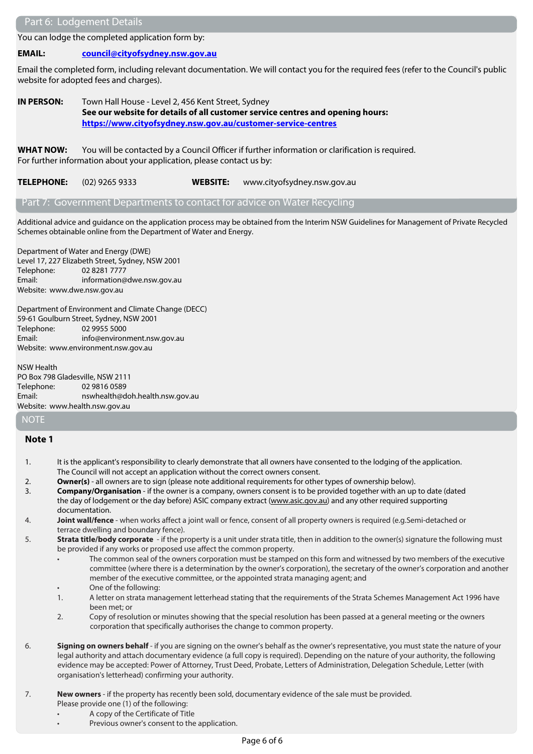## Part 6: Lodgement Details

You can lodge the completed application form by:

**EMAIL:** **council@cityofsydney.nsw.gov.au**

Email the completed form, including relevant documentation. We will contact you for the required fees (refer to the Council's public website for adopted fees and charges).

**IN PERSON:** Town Hall House - Level 2, 456 Kent Street, Sydney
**See our website for details of all customer service centres and opening hours:**
**https://www.cityofsydney.nsw.gov.au/customer-service-centres**

**WHAT NOW:** You will be contacted by a Council Officer if further information or clarification is required.
For further information about your application, please contact us by:

**TELEPHONE:** (02) 9265 9333 **WEBSITE:** www.cityofsydney.nsw.gov.au

## Part 7: Government Departments to contact for advice on Water Recycling

Additional advice and guidance on the application process may be obtained from the Interim NSW Guidelines for Management of Private Recycled Schemes obtainable online from the Department of Water and Energy.

Department of Water and Energy (DWE)
Level 17, 227 Elizabeth Street, Sydney, NSW 2001
Telephone: 02 8281 7777
Email: information@dwe.nsw.gov.au
Website: www.dwe.nsw.gov.au

Department of Environment and Climate Change (DECC)
59-61 Goulburn Street, Sydney, NSW 2001
Telephone: 02 9955 5000
Email: info@environment.nsw.gov.au
Website: www.environment.nsw.gov.au

NSW Health
PO Box 798 Gladesville, NSW 2111
Telephone: 02 9816 0589
Email: nswhealth@doh.health.nsw.gov.au
Website: www.health.nsw.gov.au

## NOTE

### Note 1

1. It is the applicant's responsibility to clearly demonstrate that all owners have consented to the lodging of the application. The Council will not accept an application without the correct owners consent.
2. **Owner(s)** - all owners are to sign (please note additional requirements for other types of ownership below).
3. **Company/Organisation** - if the owner is a company, owners consent is to be provided together with an up to date (dated the day of lodgement or the day before) ASIC company extract (www.asic.gov.au) and any other required supporting documentation.
4. **Joint wall/fence** - when works affect a joint wall or fence, consent of all property owners is required (e.g.Semi-detached or terrace dwelling and boundary fence).
5. **Strata title/body corporate** - if the property is a unit under strata title, then in addition to the owner(s) signature the following must be provided if any works or proposed use affect the common property.
   - The common seal of the owners corporation must be stamped on this form and witnessed by two members of the executive committee (where there is a determination by the owner's corporation), the secretary of the owner's corporation and another member of the executive committee, or the appointed strata managing agent; and
   - One of the following:
     1. A letter on strata management letterhead stating that the requirements of the Strata Schemes Management Act 1996 have been met; or
     2. Copy of resolution or minutes showing that the special resolution has been passed at a general meeting or the owners corporation that specifically authorises the change to common property.

6. **Signing on owners behalf** - if you are signing on the owner's behalf as the owner's representative, you must state the nature of your legal authority and attach documentary evidence (a full copy is required). Depending on the nature of your authority, the following evidence may be accepted: Power of Attorney, Trust Deed, Probate, Letters of Administration, Delegation Schedule, Letter (with organisation's letterhead) confirming your authority.

7. **New owners** - if the property has recently been sold, documentary evidence of the sale must be provided.
   Please provide one (1) of the following:
   - A copy of the Certificate of Title
   - Previous owner's consent to the application.